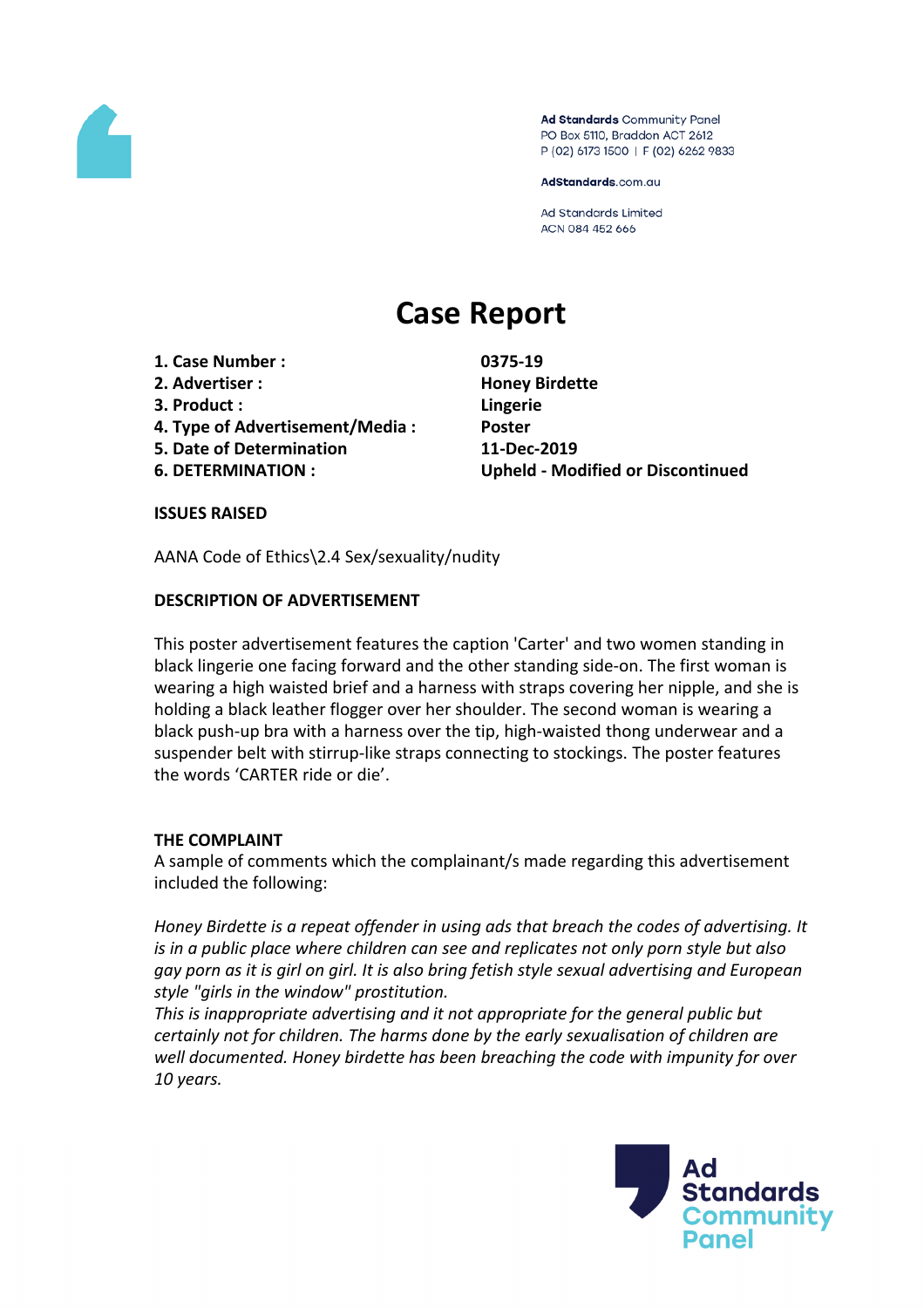Ad Standards Community Panel
PO Box 5110, Braddon ACT 2612
P (02) 6173 1500 | F (02) 6262 9833

AdStandards.com.au

Ad Standards Limited
ACN 084 452 666

# Case Report

| | |
|---|---|
| **1. Case Number :** | **0375-19** |
| **2. Advertiser :** | **Honey Birdette** |
| **3. Product :** | **Lingerie** |
| **4. Type of Advertisement/Media :** | **Poster** |
| **5. Date of Determination** | **11-Dec-2019** |
| **6. DETERMINATION :** | **Upheld - Modified or Discontinued** |

**ISSUES RAISED**

AANA Code of Ethics\2.4 Sex/sexuality/nudity

**DESCRIPTION OF ADVERTISEMENT**

This poster advertisement features the caption 'Carter' and two women standing in black lingerie one facing forward and the other standing side-on. The first woman is wearing a high waisted brief and a harness with straps covering her nipple, and she is holding a black leather flogger over her shoulder. The second woman is wearing a black push-up bra with a harness over the tip, high-waisted thong underwear and a suspender belt with stirrup-like straps connecting to stockings. The poster features the words 'CARTER ride or die'.

**THE COMPLAINT**

A sample of comments which the complainant/s made regarding this advertisement included the following:

*Honey Birdette is a repeat offender in using ads that breach the codes of advertising. It is in a public place where children can see and replicates not only porn style but also gay porn as it is girl on girl. It is also bring fetish style sexual advertising and European style "girls in the window" prostitution.*
*This is inappropriate advertising and it not appropriate for the general public but certainly not for children. The harms done by the early sexualisation of children are well documented. Honey birdette has been breaching the code with impunity for over 10 years.*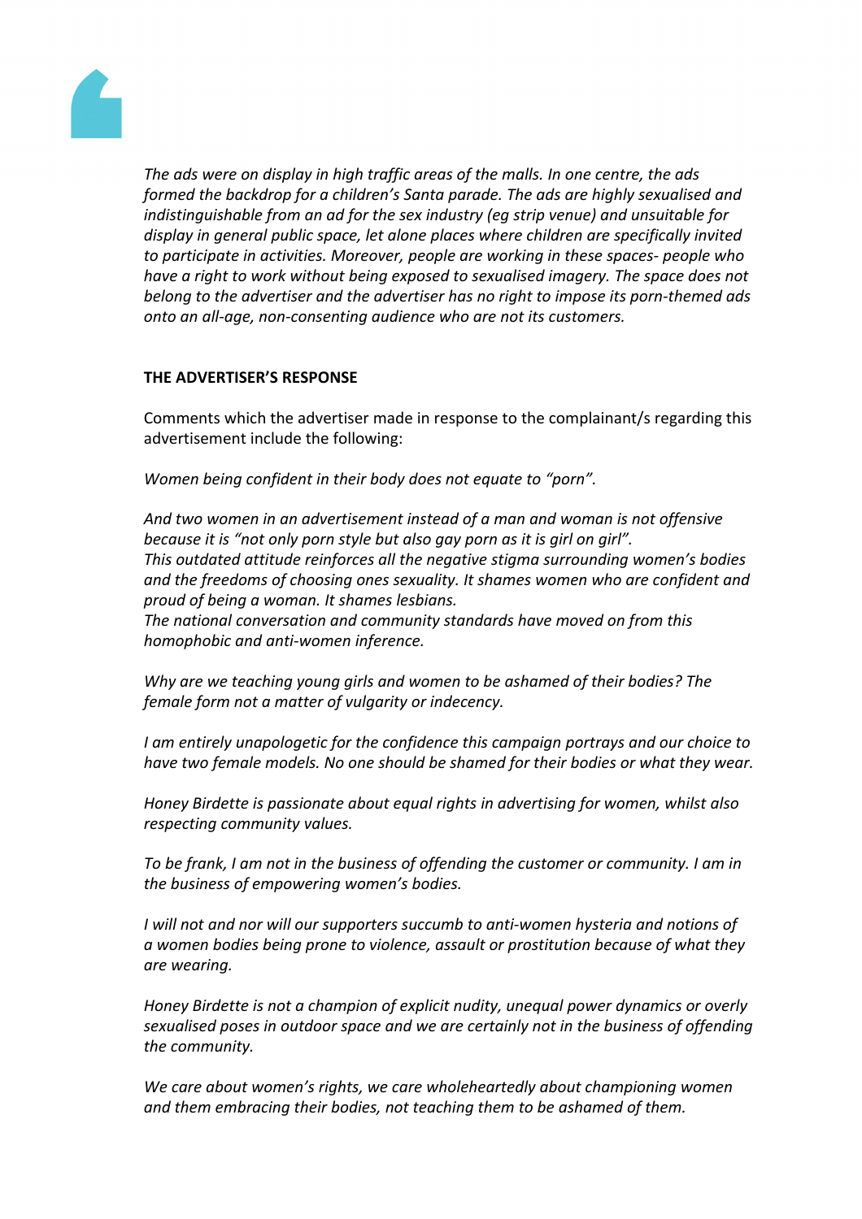*The ads were on display in high traffic areas of the malls. In one centre, the ads formed the backdrop for a children's Santa parade. The ads are highly sexualised and indistinguishable from an ad for the sex industry (eg strip venue) and unsuitable for display in general public space, let alone places where children are specifically invited to participate in activities. Moreover, people are working in these spaces- people who have a right to work without being exposed to sexualised imagery. The space does not belong to the advertiser and the advertiser has no right to impose its porn-themed ads onto an all-age, non-consenting audience who are not its customers.*

**THE ADVERTISER'S RESPONSE**

Comments which the advertiser made in response to the complainant/s regarding this advertisement include the following:

*Women being confident in their body does not equate to "porn".*

*And two women in an advertisement instead of a man and woman is not offensive because it is "not only porn style but also gay porn as it is girl on girl".*
*This outdated attitude reinforces all the negative stigma surrounding women's bodies and the freedoms of choosing ones sexuality. It shames women who are confident and proud of being a woman. It shames lesbians.*
*The national conversation and community standards have moved on from this homophobic and anti-women inference.*

*Why are we teaching young girls and women to be ashamed of their bodies? The female form not a matter of vulgarity or indecency.*

*I am entirely unapologetic for the confidence this campaign portrays and our choice to have two female models. No one should be shamed for their bodies or what they wear.*

*Honey Birdette is passionate about equal rights in advertising for women, whilst also respecting community values.*

*To be frank, I am not in the business of offending the customer or community. I am in the business of empowering women's bodies.*

*I will not and nor will our supporters succumb to anti-women hysteria and notions of a women bodies being prone to violence, assault or prostitution because of what they are wearing.*

*Honey Birdette is not a champion of explicit nudity, unequal power dynamics or overly sexualised poses in outdoor space and we are certainly not in the business of offending the community.*

*We care about women's rights, we care wholeheartedly about championing women and them embracing their bodies, not teaching them to be ashamed of them.*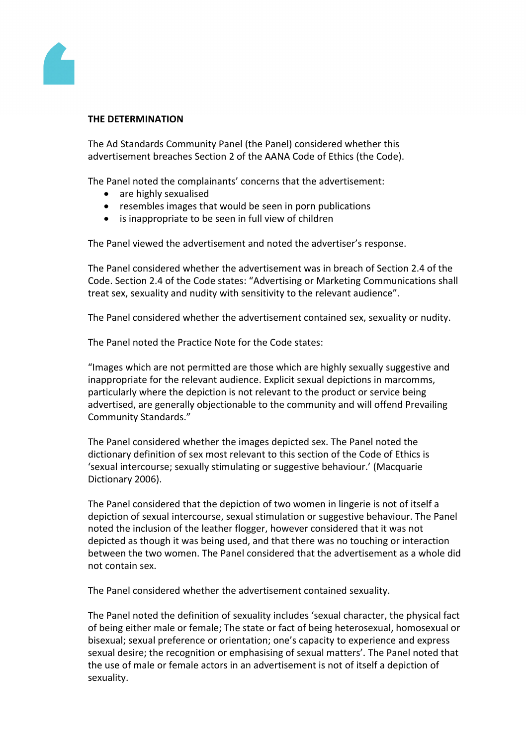**THE DETERMINATION**

The Ad Standards Community Panel (the Panel) considered whether this advertisement breaches Section 2 of the AANA Code of Ethics (the Code).

The Panel noted the complainants' concerns that the advertisement:

- are highly sexualised
- resembles images that would be seen in porn publications
- is inappropriate to be seen in full view of children

The Panel viewed the advertisement and noted the advertiser's response.

The Panel considered whether the advertisement was in breach of Section 2.4 of the Code. Section 2.4 of the Code states: "Advertising or Marketing Communications shall treat sex, sexuality and nudity with sensitivity to the relevant audience".

The Panel considered whether the advertisement contained sex, sexuality or nudity.

The Panel noted the Practice Note for the Code states:

"Images which are not permitted are those which are highly sexually suggestive and inappropriate for the relevant audience. Explicit sexual depictions in marcomms, particularly where the depiction is not relevant to the product or service being advertised, are generally objectionable to the community and will offend Prevailing Community Standards."

The Panel considered whether the images depicted sex. The Panel noted the dictionary definition of sex most relevant to this section of the Code of Ethics is 'sexual intercourse; sexually stimulating or suggestive behaviour.' (Macquarie Dictionary 2006).

The Panel considered that the depiction of two women in lingerie is not of itself a depiction of sexual intercourse, sexual stimulation or suggestive behaviour. The Panel noted the inclusion of the leather flogger, however considered that it was not depicted as though it was being used, and that there was no touching or interaction between the two women. The Panel considered that the advertisement as a whole did not contain sex.

The Panel considered whether the advertisement contained sexuality.

The Panel noted the definition of sexuality includes 'sexual character, the physical fact of being either male or female; The state or fact of being heterosexual, homosexual or bisexual; sexual preference or orientation; one's capacity to experience and express sexual desire; the recognition or emphasising of sexual matters'. The Panel noted that the use of male or female actors in an advertisement is not of itself a depiction of sexuality.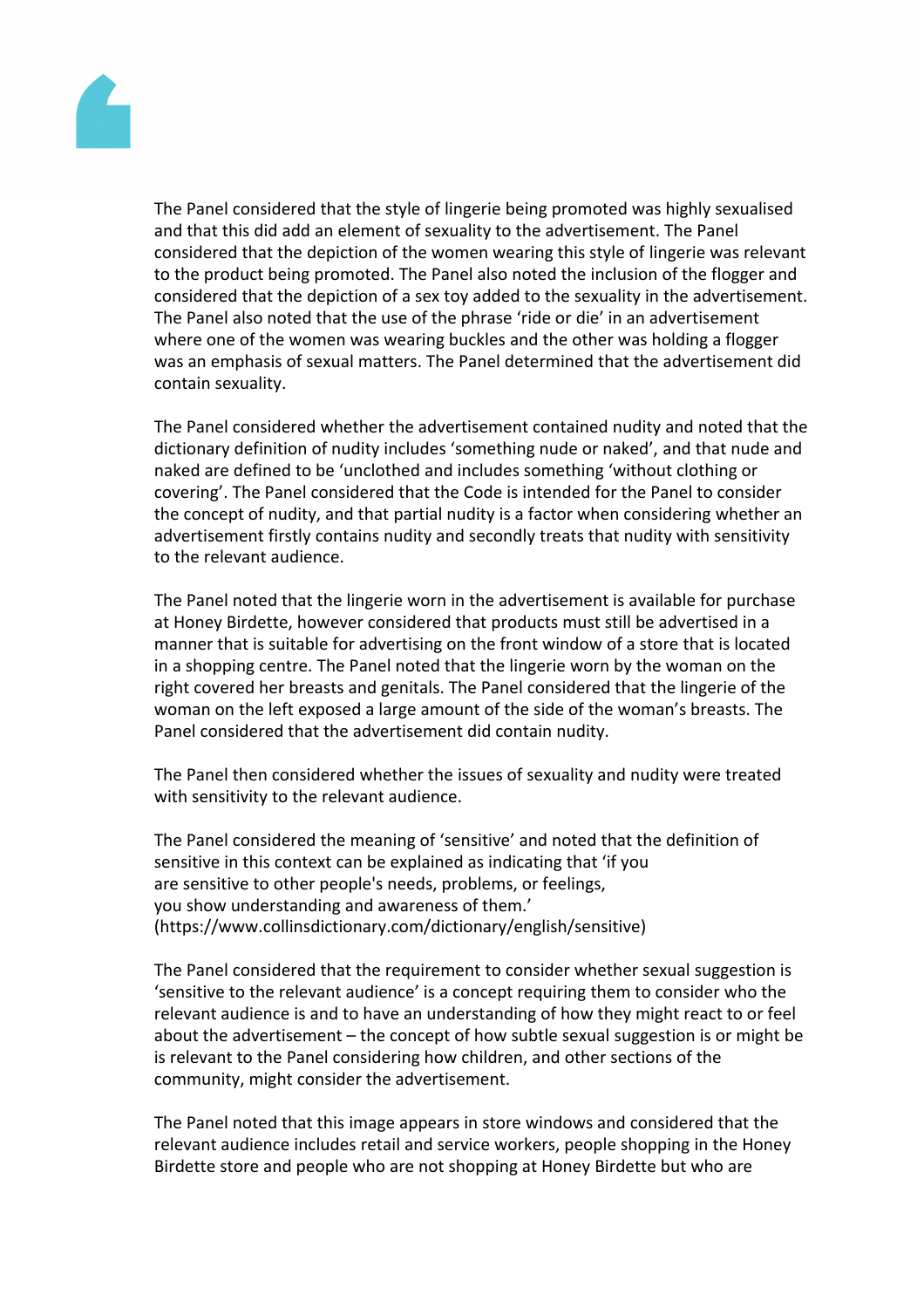The Panel considered that the style of lingerie being promoted was highly sexualised and that this did add an element of sexuality to the advertisement. The Panel considered that the depiction of the women wearing this style of lingerie was relevant to the product being promoted. The Panel also noted the inclusion of the flogger and considered that the depiction of a sex toy added to the sexuality in the advertisement. The Panel also noted that the use of the phrase 'ride or die' in an advertisement where one of the women was wearing buckles and the other was holding a flogger was an emphasis of sexual matters. The Panel determined that the advertisement did contain sexuality.

The Panel considered whether the advertisement contained nudity and noted that the dictionary definition of nudity includes 'something nude or naked', and that nude and naked are defined to be 'unclothed and includes something 'without clothing or covering'. The Panel considered that the Code is intended for the Panel to consider the concept of nudity, and that partial nudity is a factor when considering whether an advertisement firstly contains nudity and secondly treats that nudity with sensitivity to the relevant audience.

The Panel noted that the lingerie worn in the advertisement is available for purchase at Honey Birdette, however considered that products must still be advertised in a manner that is suitable for advertising on the front window of a store that is located in a shopping centre. The Panel noted that the lingerie worn by the woman on the right covered her breasts and genitals. The Panel considered that the lingerie of the woman on the left exposed a large amount of the side of the woman's breasts. The Panel considered that the advertisement did contain nudity.

The Panel then considered whether the issues of sexuality and nudity were treated with sensitivity to the relevant audience.

The Panel considered the meaning of 'sensitive' and noted that the definition of sensitive in this context can be explained as indicating that 'if you are sensitive to other people's needs, problems, or feelings, you show understanding and awareness of them.' (https://www.collinsdictionary.com/dictionary/english/sensitive)

The Panel considered that the requirement to consider whether sexual suggestion is 'sensitive to the relevant audience' is a concept requiring them to consider who the relevant audience is and to have an understanding of how they might react to or feel about the advertisement – the concept of how subtle sexual suggestion is or might be is relevant to the Panel considering how children, and other sections of the community, might consider the advertisement.

The Panel noted that this image appears in store windows and considered that the relevant audience includes retail and service workers, people shopping in the Honey Birdette store and people who are not shopping at Honey Birdette but who are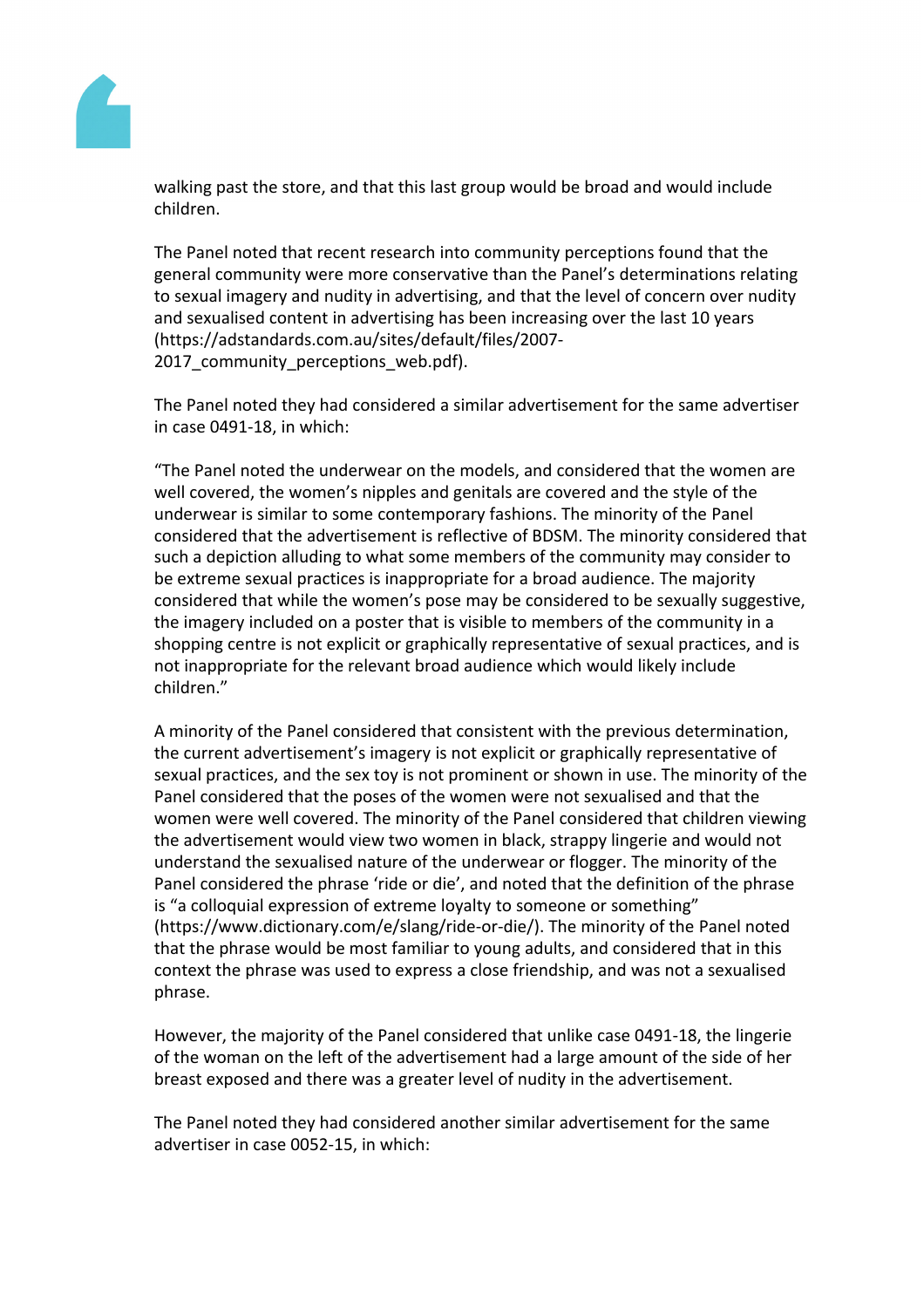walking past the store, and that this last group would be broad and would include children.

The Panel noted that recent research into community perceptions found that the general community were more conservative than the Panel's determinations relating to sexual imagery and nudity in advertising, and that the level of concern over nudity and sexualised content in advertising has been increasing over the last 10 years (https://adstandards.com.au/sites/default/files/2007-2017_community_perceptions_web.pdf).

The Panel noted they had considered a similar advertisement for the same advertiser in case 0491-18, in which:

"The Panel noted the underwear on the models, and considered that the women are well covered, the women's nipples and genitals are covered and the style of the underwear is similar to some contemporary fashions. The minority of the Panel considered that the advertisement is reflective of BDSM. The minority considered that such a depiction alluding to what some members of the community may consider to be extreme sexual practices is inappropriate for a broad audience. The majority considered that while the women's pose may be considered to be sexually suggestive, the imagery included on a poster that is visible to members of the community in a shopping centre is not explicit or graphically representative of sexual practices, and is not inappropriate for the relevant broad audience which would likely include children."

A minority of the Panel considered that consistent with the previous determination, the current advertisement's imagery is not explicit or graphically representative of sexual practices, and the sex toy is not prominent or shown in use. The minority of the Panel considered that the poses of the women were not sexualised and that the women were well covered. The minority of the Panel considered that children viewing the advertisement would view two women in black, strappy lingerie and would not understand the sexualised nature of the underwear or flogger. The minority of the Panel considered the phrase 'ride or die', and noted that the definition of the phrase is "a colloquial expression of extreme loyalty to someone or something" (https://www.dictionary.com/e/slang/ride-or-die/). The minority of the Panel noted that the phrase would be most familiar to young adults, and considered that in this context the phrase was used to express a close friendship, and was not a sexualised phrase.

However, the majority of the Panel considered that unlike case 0491-18, the lingerie of the woman on the left of the advertisement had a large amount of the side of her breast exposed and there was a greater level of nudity in the advertisement.

The Panel noted they had considered another similar advertisement for the same advertiser in case 0052-15, in which: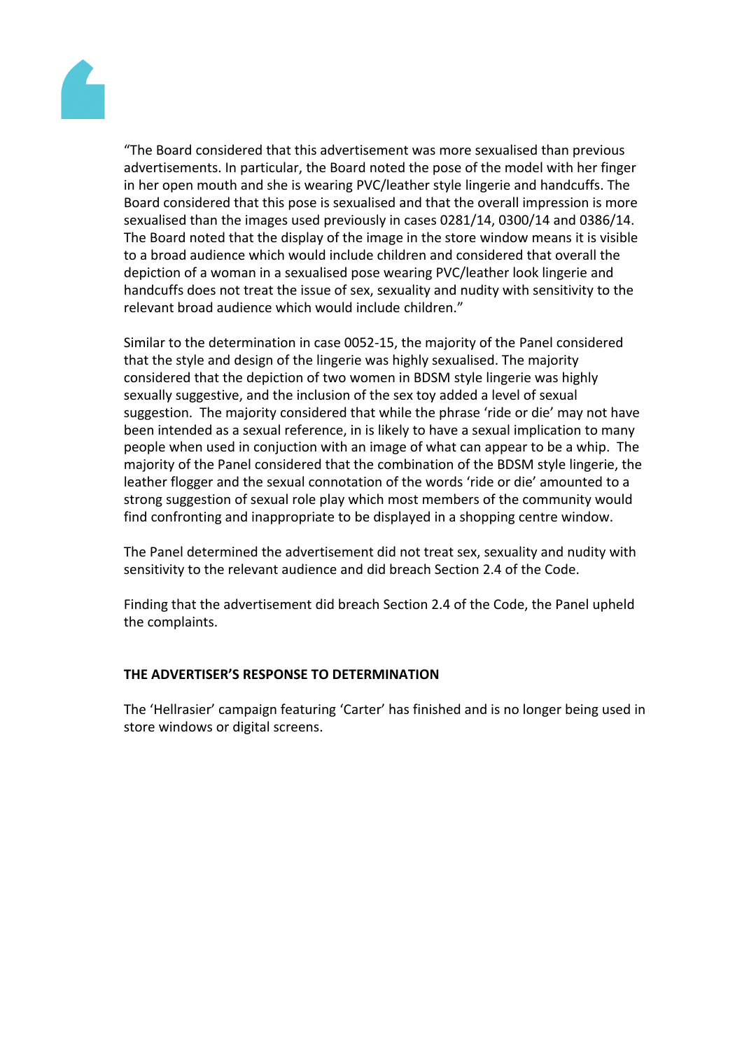"The Board considered that this advertisement was more sexualised than previous advertisements. In particular, the Board noted the pose of the model with her finger in her open mouth and she is wearing PVC/leather style lingerie and handcuffs. The Board considered that this pose is sexualised and that the overall impression is more sexualised than the images used previously in cases 0281/14, 0300/14 and 0386/14. The Board noted that the display of the image in the store window means it is visible to a broad audience which would include children and considered that overall the depiction of a woman in a sexualised pose wearing PVC/leather look lingerie and handcuffs does not treat the issue of sex, sexuality and nudity with sensitivity to the relevant broad audience which would include children."

Similar to the determination in case 0052-15, the majority of the Panel considered that the style and design of the lingerie was highly sexualised. The majority considered that the depiction of two women in BDSM style lingerie was highly sexually suggestive, and the inclusion of the sex toy added a level of sexual suggestion. The majority considered that while the phrase 'ride or die' may not have been intended as a sexual reference, in is likely to have a sexual implication to many people when used in conjuction with an image of what can appear to be a whip. The majority of the Panel considered that the combination of the BDSM style lingerie, the leather flogger and the sexual connotation of the words 'ride or die' amounted to a strong suggestion of sexual role play which most members of the community would find confronting and inappropriate to be displayed in a shopping centre window.

The Panel determined the advertisement did not treat sex, sexuality and nudity with sensitivity to the relevant audience and did breach Section 2.4 of the Code.

Finding that the advertisement did breach Section 2.4 of the Code, the Panel upheld the complaints.

**THE ADVERTISER'S RESPONSE TO DETERMINATION**

The 'Hellrasier' campaign featuring 'Carter' has finished and is no longer being used in store windows or digital screens.